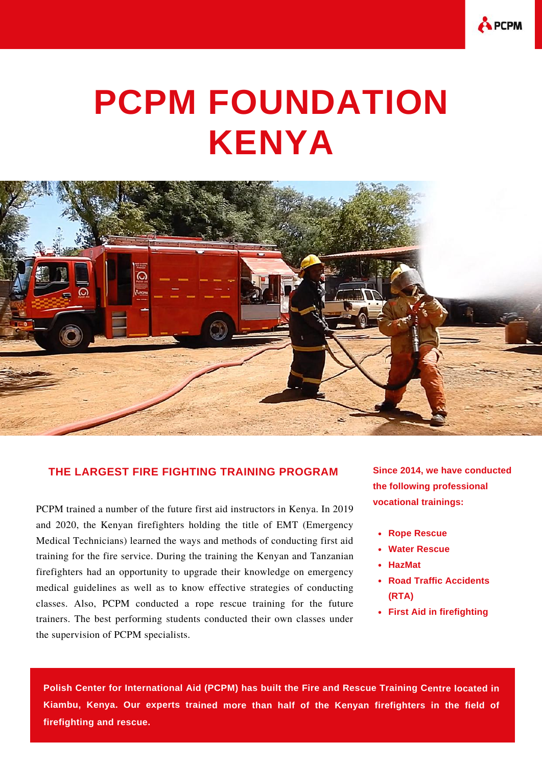# PCPM FOUNDATION KENYA

## THE LARGEST FIRE FIGHTING TRAINING PROGRAM

PCPM trained a number of the future first aid instructors in Kenya. In 2019 and 2020, the Kenyan firefighters holding the title of EMT (Emergency Medical Technicians) learned the ways and methods of conducting first aid training for the fire service. During the training the Kenyan and Tanzanian firefighters had an opportunity to upgrade their knowledge on emergency medical guidelines as well as to know effective strategies of conducting classes. Also, PCPM conducted a rope rescue training for the future trainers. The best performing students conducted their own classes under the supervision of PCPM specialists.

**Since 2014, we have conducted the following professional vocational trainings:**

- **Rope Rescue**
- **Water Rescue**
- **HazMat**
- **Road Traffic Accidents (RTA)**
- **First Aid in firefighting**

**Polish Center for International Aid (PCPM) has built the Fire and Rescue Training Centre located in Kiambu, Kenya. Our experts trained more than half of the Kenyan firefighters in the field of firefighting and rescue.**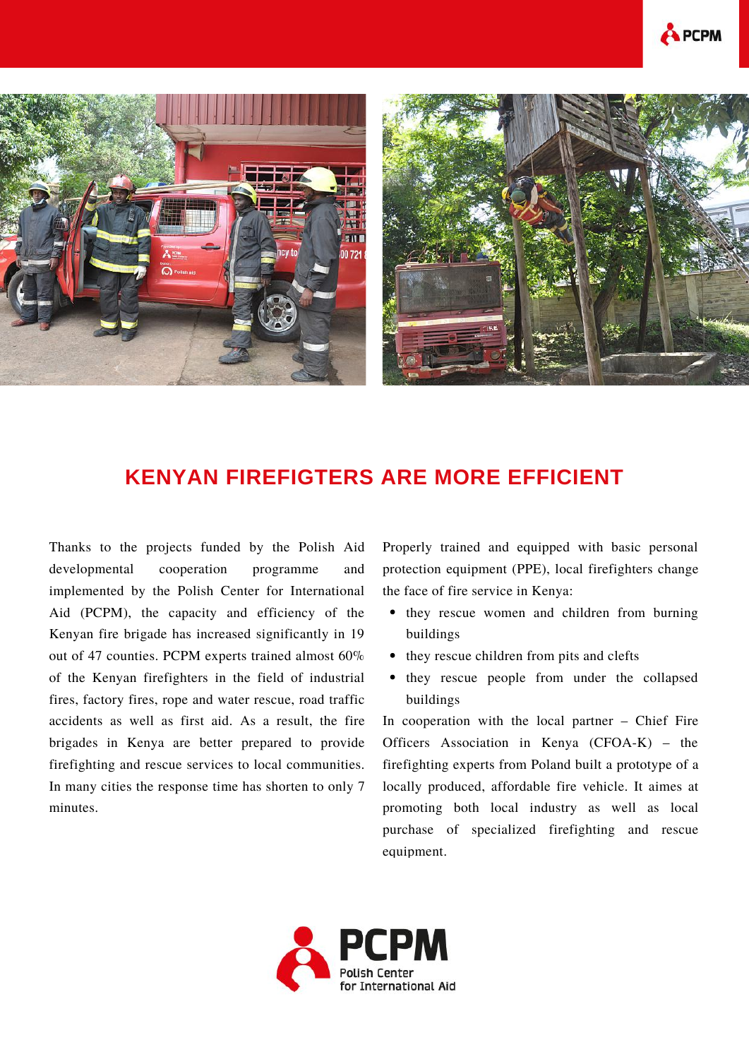# KENYAN FIREFIGTERS ARE MORE EFFICIENT

Thanks to the projects funded by the Polish Aid developmental cooperation programme and implemented by the Polish Center for International Aid (PCPM), the capacity and efficiency of the Kenyan fire brigade has increased significantly in 19 out of 47 counties. PCPM experts trained almost 60% of the Kenyan firefighters in the field of industrial fires, factory fires, rope and water rescue, road traffic accidents as well as first aid. As a result, the fire brigades in Kenya are better prepared to provide firefighting and rescue services to local communities. In many cities the response time has shorten to only 7 minutes.

Properly trained and equipped with basic personal protection equipment (PPE), local firefighters change the face of fire service in Kenya:

- they rescue women and children from burning buildings
- they rescue children from pits and clefts
- they rescue people from under the collapsed buildings

In cooperation with the local partner – Chief Fire Officers Association in Kenya (CFOA-K) – the firefighting experts from Poland built a prototype of a locally produced, affordable fire vehicle. It aimes at promoting both local industry as well as local purchase of specialized firefighting and rescue equipment.

PCPM
Polish Center for International Aid